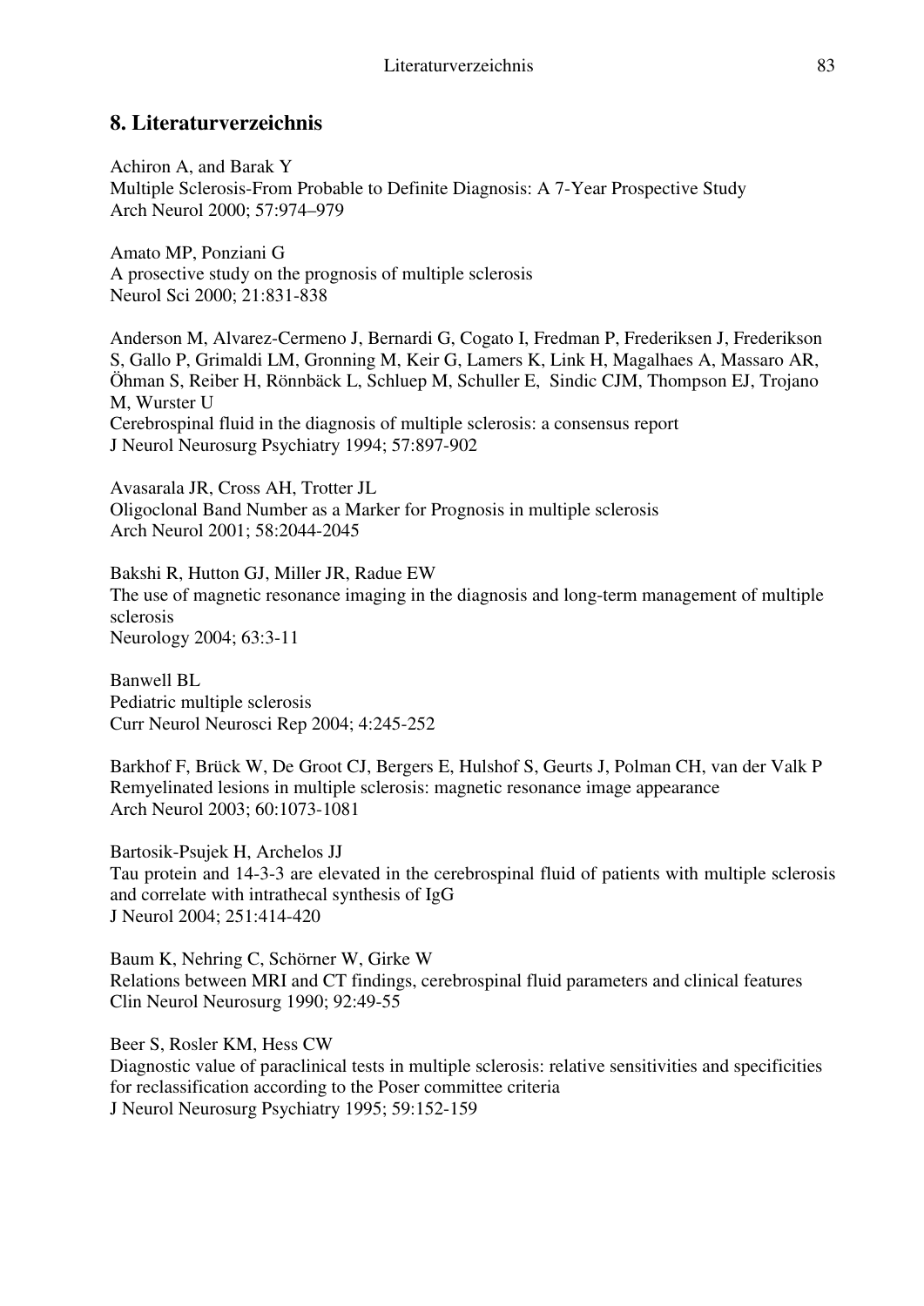## 8. Literaturverzeichnis

Achiron A, and Barak Y
Multiple Sclerosis-From Probable to Definite Diagnosis: A 7-Year Prospective Study
Arch Neurol 2000; 57:974–979

Amato MP, Ponziani G
A prosective study on the prognosis of multiple sclerosis
Neurol Sci 2000; 21:831-838

Anderson M, Alvarez-Cermeno J, Bernardi G, Cogato I, Fredman P, Frederiksen J, Frederikson S, Gallo P, Grimaldi LM, Gronning M, Keir G, Lamers K, Link H, Magalhaes A, Massaro AR, Öhman S, Reiber H, Rönnbäck L, Schluep M, Schuller E, Sindic CJM, Thompson EJ, Trojano M, Wurster U
Cerebrospinal fluid in the diagnosis of multiple sclerosis: a consensus report
J Neurol Neurosurg Psychiatry 1994; 57:897-902

Avasarala JR, Cross AH, Trotter JL
Oligoclonal Band Number as a Marker for Prognosis in multiple sclerosis
Arch Neurol 2001; 58:2044-2045

Bakshi R, Hutton GJ, Miller JR, Radue EW
The use of magnetic resonance imaging in the diagnosis and long-term management of multiple sclerosis
Neurology 2004; 63:3-11

Banwell BL
Pediatric multiple sclerosis
Curr Neurol Neurosci Rep 2004; 4:245-252

Barkhof F, Brück W, De Groot CJ, Bergers E, Hulshof S, Geurts J, Polman CH, van der Valk P
Remyelinated lesions in multiple sclerosis: magnetic resonance image appearance
Arch Neurol 2003; 60:1073-1081

Bartosik-Psujek H, Archelos JJ
Tau protein and 14-3-3 are elevated in the cerebrospinal fluid of patients with multiple sclerosis and correlate with intrathecal synthesis of IgG
J Neurol 2004; 251:414-420

Baum K, Nehring C, Schörner W, Girke W
Relations between MRI and CT findings, cerebrospinal fluid parameters and clinical features
Clin Neurol Neurosurg 1990; 92:49-55

Beer S, Rosler KM, Hess CW
Diagnostic value of paraclinical tests in multiple sclerosis: relative sensitivities and specificities for reclassification according to the Poser committee criteria
J Neurol Neurosurg Psychiatry 1995; 59:152-159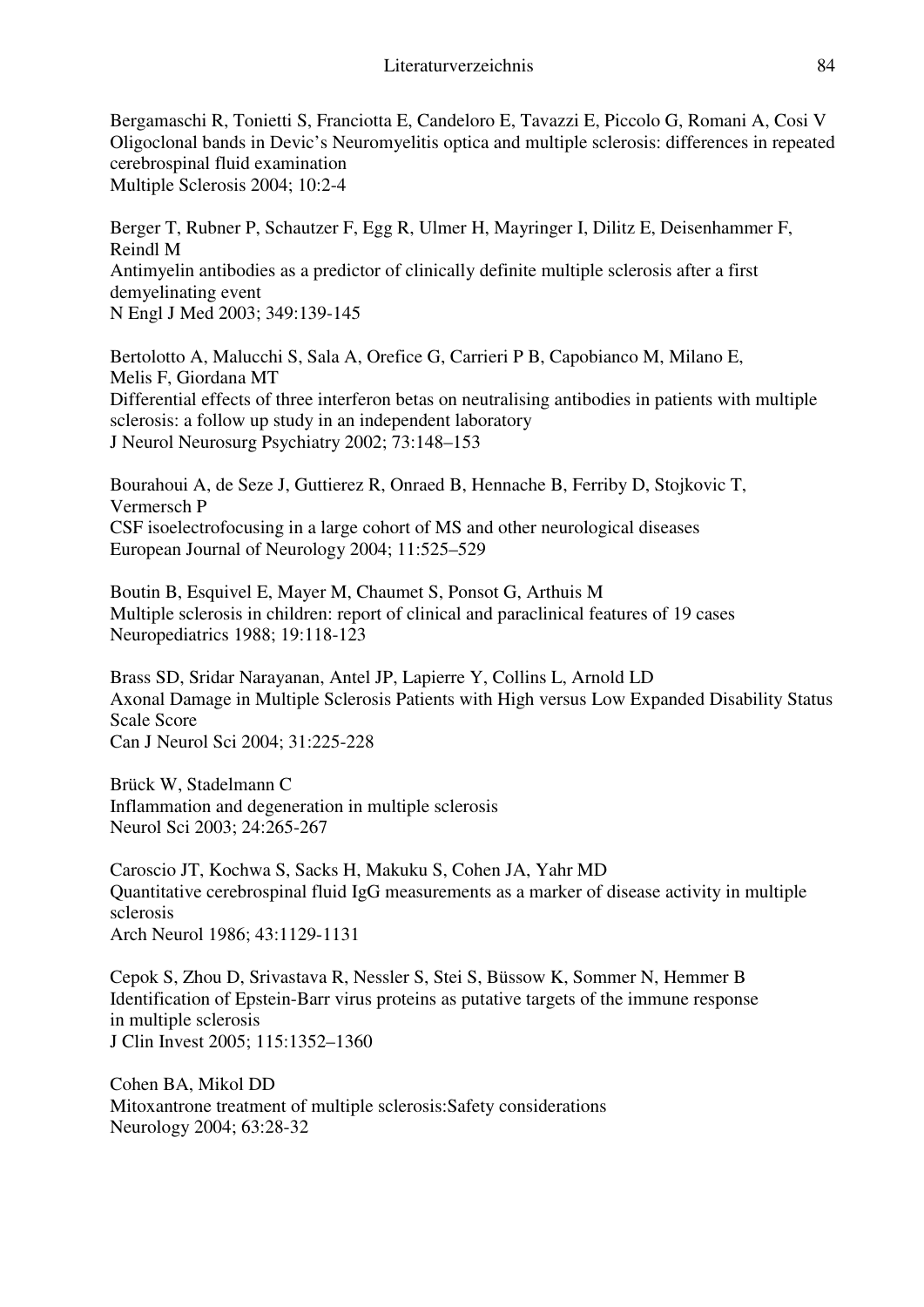Bergamaschi R, Tonietti S, Franciotta E, Candeloro E, Tavazzi E, Piccolo G, Romani A, Cosi V
Oligoclonal bands in Devic's Neuromyelitis optica and multiple sclerosis: differences in repeated cerebrospinal fluid examination
Multiple Sclerosis 2004; 10:2-4

Berger T, Rubner P, Schautzer F, Egg R, Ulmer H, Mayringer I, Dilitz E, Deisenhammer F, Reindl M
Antimyelin antibodies as a predictor of clinically definite multiple sclerosis after a first demyelinating event
N Engl J Med 2003; 349:139-145

Bertolotto A, Malucchi S, Sala A, Orefice G, Carrieri P B, Capobianco M, Milano E, Melis F, Giordana MT
Differential effects of three interferon betas on neutralising antibodies in patients with multiple sclerosis: a follow up study in an independent laboratory
J Neurol Neurosurg Psychiatry 2002; 73:148–153

Bourahoui A, de Seze J, Guttierez R, Onraed B, Hennache B, Ferriby D, Stojkovic T, Vermersch P
CSF isoelectrofocusing in a large cohort of MS and other neurological diseases
European Journal of Neurology 2004; 11:525–529

Boutin B, Esquivel E, Mayer M, Chaumet S, Ponsot G, Arthuis M
Multiple sclerosis in children: report of clinical and paraclinical features of 19 cases
Neuropediatrics 1988; 19:118-123

Brass SD, Sridar Narayanan, Antel JP, Lapierre Y, Collins L, Arnold LD
Axonal Damage in Multiple Sclerosis Patients with High versus Low Expanded Disability Status Scale Score
Can J Neurol Sci 2004; 31:225-228

Brück W, Stadelmann C
Inflammation and degeneration in multiple sclerosis
Neurol Sci 2003; 24:265-267

Caroscio JT, Kochwa S, Sacks H, Makuku S, Cohen JA, Yahr MD
Quantitative cerebrospinal fluid IgG measurements as a marker of disease activity in multiple sclerosis
Arch Neurol 1986; 43:1129-1131

Cepok S, Zhou D, Srivastava R, Nessler S, Stei S, Büssow K, Sommer N, Hemmer B
Identification of Epstein-Barr virus proteins as putative targets of the immune response in multiple sclerosis
J Clin Invest 2005; 115:1352–1360

Cohen BA, Mikol DD
Mitoxantrone treatment of multiple sclerosis:Safety considerations
Neurology 2004; 63:28-32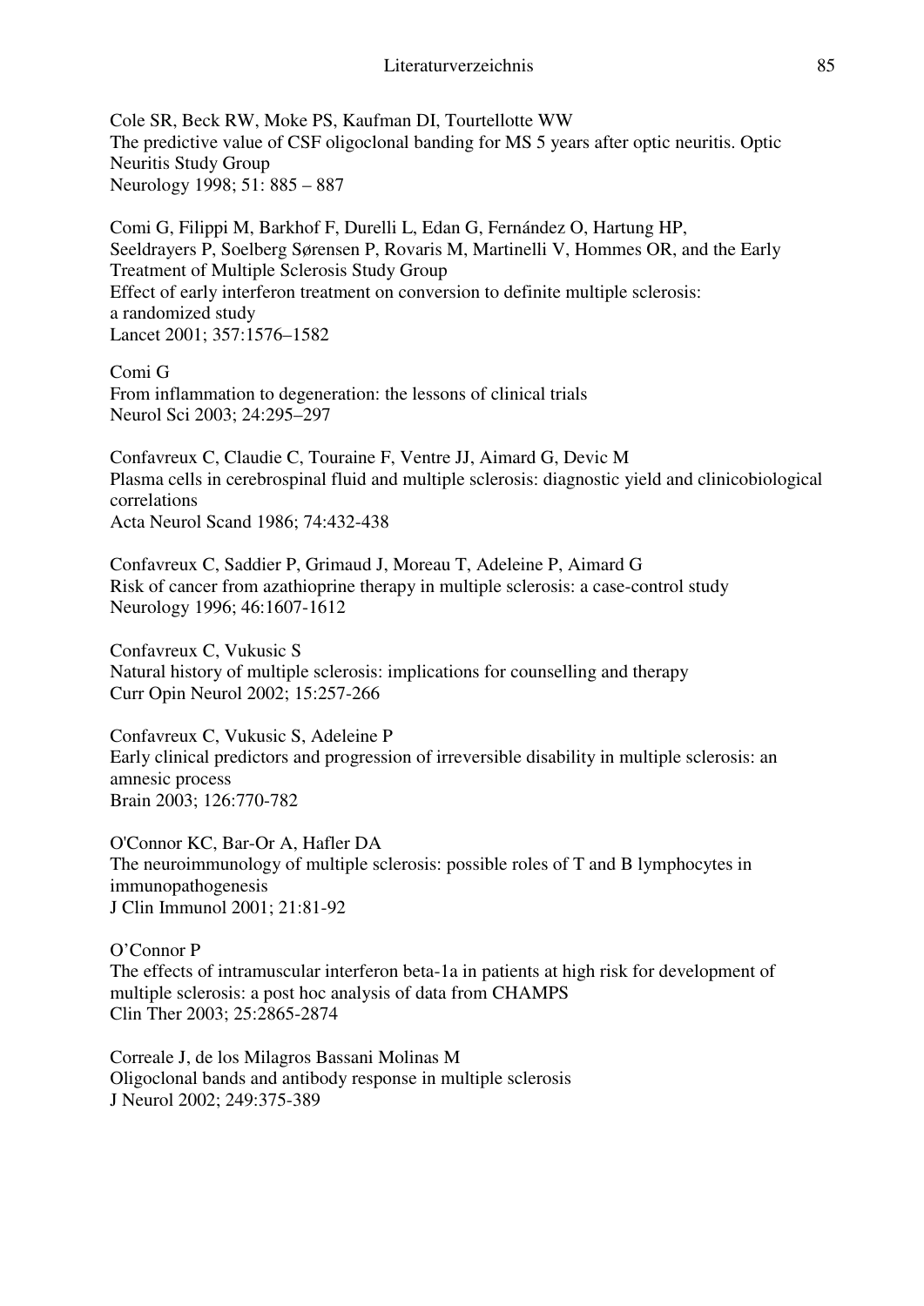Cole SR, Beck RW, Moke PS, Kaufman DI, Tourtellotte WW
The predictive value of CSF oligoclonal banding for MS 5 years after optic neuritis. Optic Neuritis Study Group
Neurology 1998; 51: 885 – 887

Comi G, Filippi M, Barkhof F, Durelli L, Edan G, Fernández O, Hartung HP, Seeldrayers P, Soelberg Sørensen P, Rovaris M, Martinelli V, Hommes OR, and the Early Treatment of Multiple Sclerosis Study Group
Effect of early interferon treatment on conversion to definite multiple sclerosis: a randomized study
Lancet 2001; 357:1576–1582

Comi G
From inflammation to degeneration: the lessons of clinical trials
Neurol Sci 2003; 24:295–297

Confavreux C, Claudie C, Touraine F, Ventre JJ, Aimard G, Devic M
Plasma cells in cerebrospinal fluid and multiple sclerosis: diagnostic yield and clinicobiological correlations
Acta Neurol Scand 1986; 74:432-438

Confavreux C, Saddier P, Grimaud J, Moreau T, Adeleine P, Aimard G
Risk of cancer from azathioprine therapy in multiple sclerosis: a case-control study
Neurology 1996; 46:1607-1612

Confavreux C, Vukusic S
Natural history of multiple sclerosis: implications for counselling and therapy
Curr Opin Neurol 2002; 15:257-266

Confavreux C, Vukusic S, Adeleine P
Early clinical predictors and progression of irreversible disability in multiple sclerosis: an amnesic process
Brain 2003; 126:770-782

O'Connor KC, Bar-Or A, Hafler DA
The neuroimmunology of multiple sclerosis: possible roles of T and B lymphocytes in immunopathogenesis
J Clin Immunol 2001; 21:81-92

O'Connor P
The effects of intramuscular interferon beta-1a in patients at high risk for development of multiple sclerosis: a post hoc analysis of data from CHAMPS
Clin Ther 2003; 25:2865-2874

Correale J, de los Milagros Bassani Molinas M
Oligoclonal bands and antibody response in multiple sclerosis
J Neurol 2002; 249:375-389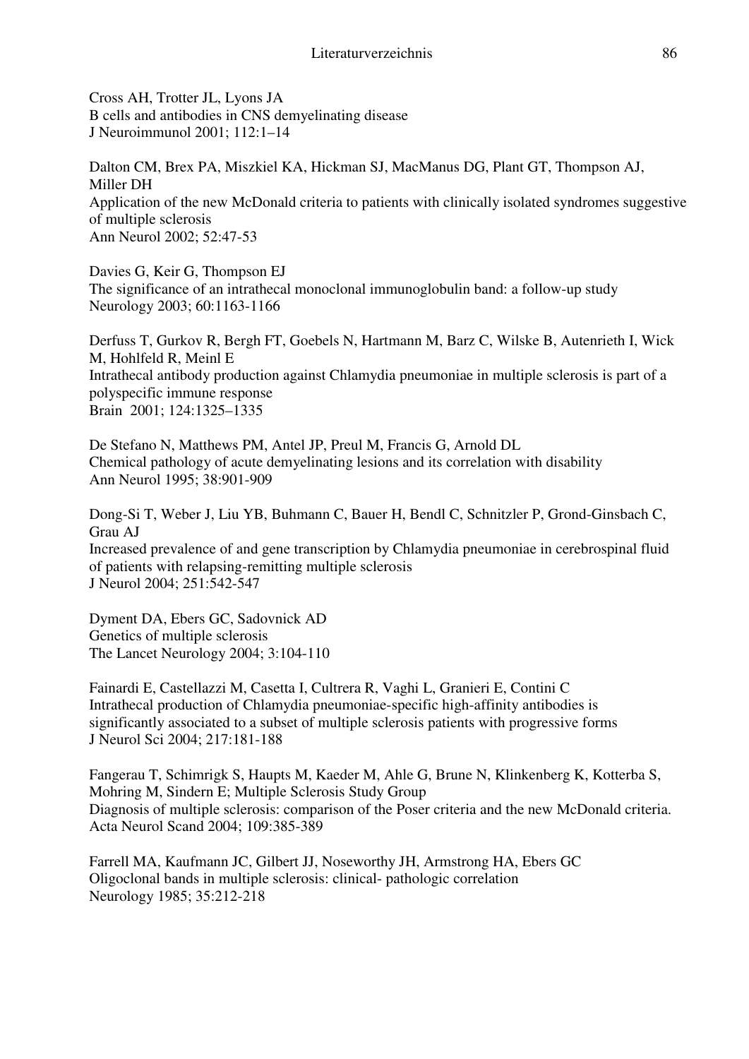Cross AH, Trotter JL, Lyons JA
B cells and antibodies in CNS demyelinating disease
J Neuroimmunol 2001; 112:1–14

Dalton CM, Brex PA, Miszkiel KA, Hickman SJ, MacManus DG, Plant GT, Thompson AJ, Miller DH
Application of the new McDonald criteria to patients with clinically isolated syndromes suggestive of multiple sclerosis
Ann Neurol 2002; 52:47-53

Davies G, Keir G, Thompson EJ
The significance of an intrathecal monoclonal immunoglobulin band: a follow-up study
Neurology 2003; 60:1163-1166

Derfuss T, Gurkov R, Bergh FT, Goebels N, Hartmann M, Barz C, Wilske B, Autenrieth I, Wick M, Hohlfeld R, Meinl E
Intrathecal antibody production against Chlamydia pneumoniae in multiple sclerosis is part of a polyspecific immune response
Brain 2001; 124:1325–1335

De Stefano N, Matthews PM, Antel JP, Preul M, Francis G, Arnold DL
Chemical pathology of acute demyelinating lesions and its correlation with disability
Ann Neurol 1995; 38:901-909

Dong-Si T, Weber J, Liu YB, Buhmann C, Bauer H, Bendl C, Schnitzler P, Grond-Ginsbach C, Grau AJ
Increased prevalence of and gene transcription by Chlamydia pneumoniae in cerebrospinal fluid of patients with relapsing-remitting multiple sclerosis
J Neurol 2004; 251:542-547

Dyment DA, Ebers GC, Sadovnick AD
Genetics of multiple sclerosis
The Lancet Neurology 2004; 3:104-110

Fainardi E, Castellazzi M, Casetta I, Cultrera R, Vaghi L, Granieri E, Contini C
Intrathecal production of Chlamydia pneumoniae-specific high-affinity antibodies is significantly associated to a subset of multiple sclerosis patients with progressive forms
J Neurol Sci 2004; 217:181-188

Fangerau T, Schimrigk S, Haupts M, Kaeder M, Ahle G, Brune N, Klinkenberg K, Kotterba S, Mohring M, Sindern E; Multiple Sclerosis Study Group
Diagnosis of multiple sclerosis: comparison of the Poser criteria and the new McDonald criteria.
Acta Neurol Scand 2004; 109:385-389

Farrell MA, Kaufmann JC, Gilbert JJ, Noseworthy JH, Armstrong HA, Ebers GC
Oligoclonal bands in multiple sclerosis: clinical- pathologic correlation
Neurology 1985; 35:212-218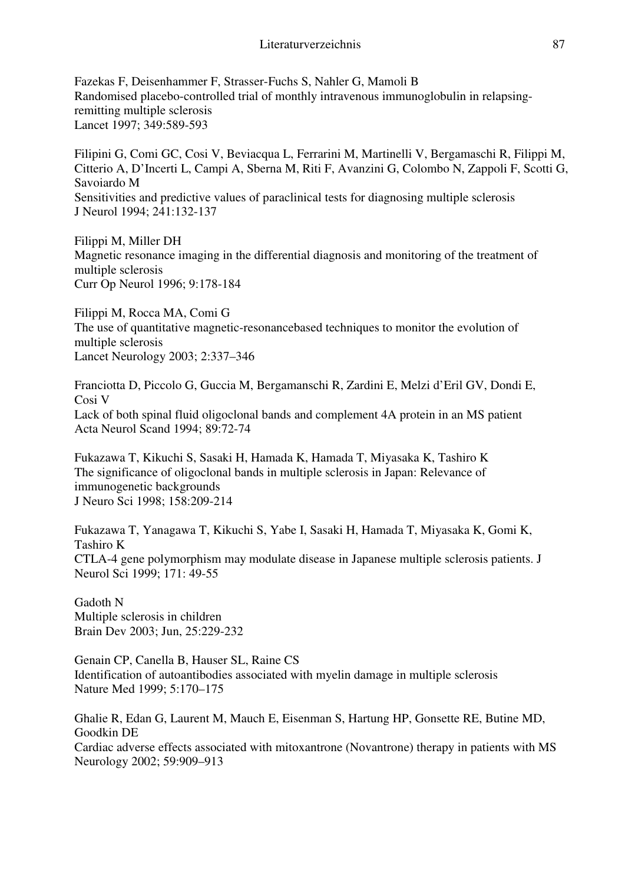Fazekas F, Deisenhammer F, Strasser-Fuchs S, Nahler G, Mamoli B
Randomised placebo-controlled trial of monthly intravenous immunoglobulin in relapsing-remitting multiple sclerosis
Lancet 1997; 349:589-593

Filipini G, Comi GC, Cosi V, Beviacqua L, Ferrarini M, Martinelli V, Bergamaschi R, Filippi M, Citterio A, D'Incerti L, Campi A, Sberna M, Riti F, Avanzini G, Colombo N, Zappoli F, Scotti G, Savoiardo M
Sensitivities and predictive values of paraclinical tests for diagnosing multiple sclerosis
J Neurol 1994; 241:132-137

Filippi M, Miller DH
Magnetic resonance imaging in the differential diagnosis and monitoring of the treatment of multiple sclerosis
Curr Op Neurol 1996; 9:178-184

Filippi M, Rocca MA, Comi G
The use of quantitative magnetic-resonancebased techniques to monitor the evolution of multiple sclerosis
Lancet Neurology 2003; 2:337–346

Franciotta D, Piccolo G, Guccia M, Bergamanschi R, Zardini E, Melzi d'Eril GV, Dondi E, Cosi V
Lack of both spinal fluid oligoclonal bands and complement 4A protein in an MS patient
Acta Neurol Scand 1994; 89:72-74

Fukazawa T, Kikuchi S, Sasaki H, Hamada K, Hamada T, Miyasaka K, Tashiro K
The significance of oligoclonal bands in multiple sclerosis in Japan: Relevance of immunogenetic backgrounds
J Neuro Sci 1998; 158:209-214

Fukazawa T, Yanagawa T, Kikuchi S, Yabe I, Sasaki H, Hamada T, Miyasaka K, Gomi K, Tashiro K
CTLA-4 gene polymorphism may modulate disease in Japanese multiple sclerosis patients. J Neurol Sci 1999; 171: 49-55

Gadoth N
Multiple sclerosis in children
Brain Dev 2003; Jun, 25:229-232

Genain CP, Canella B, Hauser SL, Raine CS
Identification of autoantibodies associated with myelin damage in multiple sclerosis
Nature Med 1999; 5:170–175

Ghalie R, Edan G, Laurent M, Mauch E, Eisenman S, Hartung HP, Gonsette RE, Butine MD, Goodkin DE
Cardiac adverse effects associated with mitoxantrone (Novantrone) therapy in patients with MS
Neurology 2002; 59:909–913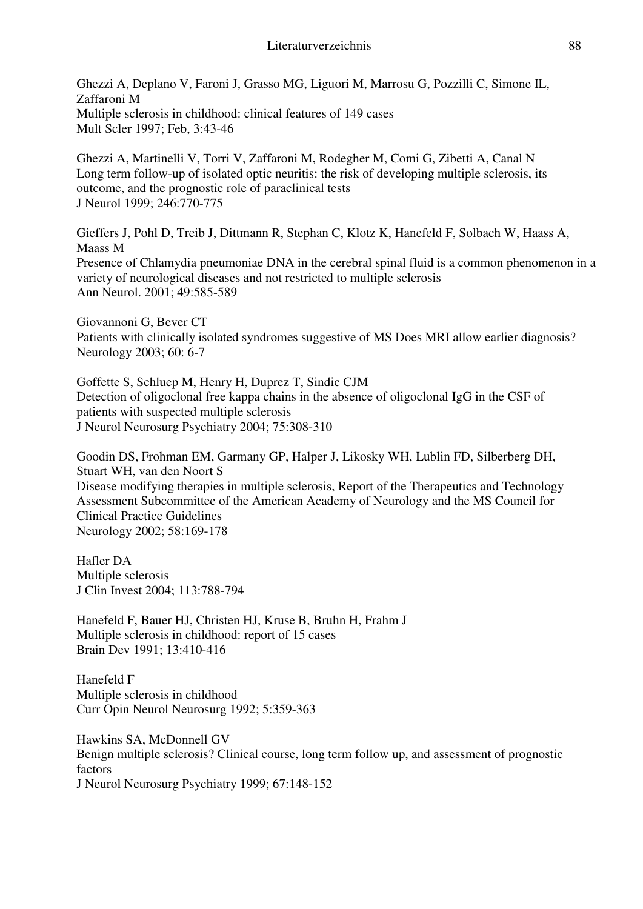Ghezzi A, Deplano V, Faroni J, Grasso MG, Liguori M, Marrosu G, Pozzilli C, Simone IL, Zaffaroni M
Multiple sclerosis in childhood: clinical features of 149 cases
Mult Scler 1997; Feb, 3:43-46

Ghezzi A, Martinelli V, Torri V, Zaffaroni M, Rodegher M, Comi G, Zibetti A, Canal N
Long term follow-up of isolated optic neuritis: the risk of developing multiple sclerosis, its outcome, and the prognostic role of paraclinical tests
J Neurol 1999; 246:770-775

Gieffers J, Pohl D, Treib J, Dittmann R, Stephan C, Klotz K, Hanefeld F, Solbach W, Haass A, Maass M
Presence of Chlamydia pneumoniae DNA in the cerebral spinal fluid is a common phenomenon in a variety of neurological diseases and not restricted to multiple sclerosis
Ann Neurol. 2001; 49:585-589

Giovannoni G, Bever CT
Patients with clinically isolated syndromes suggestive of MS Does MRI allow earlier diagnosis?
Neurology 2003; 60: 6-7

Goffette S, Schluep M, Henry H, Duprez T, Sindic CJM
Detection of oligoclonal free kappa chains in the absence of oligoclonal IgG in the CSF of patients with suspected multiple sclerosis
J Neurol Neurosurg Psychiatry 2004; 75:308-310

Goodin DS, Frohman EM, Garmany GP, Halper J, Likosky WH, Lublin FD, Silberberg DH, Stuart WH, van den Noort S
Disease modifying therapies in multiple sclerosis, Report of the Therapeutics and Technology Assessment Subcommittee of the American Academy of Neurology and the MS Council for Clinical Practice Guidelines
Neurology 2002; 58:169-178

Hafler DA
Multiple sclerosis
J Clin Invest 2004; 113:788-794

Hanefeld F, Bauer HJ, Christen HJ, Kruse B, Bruhn H, Frahm J
Multiple sclerosis in childhood: report of 15 cases
Brain Dev 1991; 13:410-416

Hanefeld F
Multiple sclerosis in childhood
Curr Opin Neurol Neurosurg 1992; 5:359-363

Hawkins SA, McDonnell GV
Benign multiple sclerosis? Clinical course, long term follow up, and assessment of prognostic factors
J Neurol Neurosurg Psychiatry 1999; 67:148-152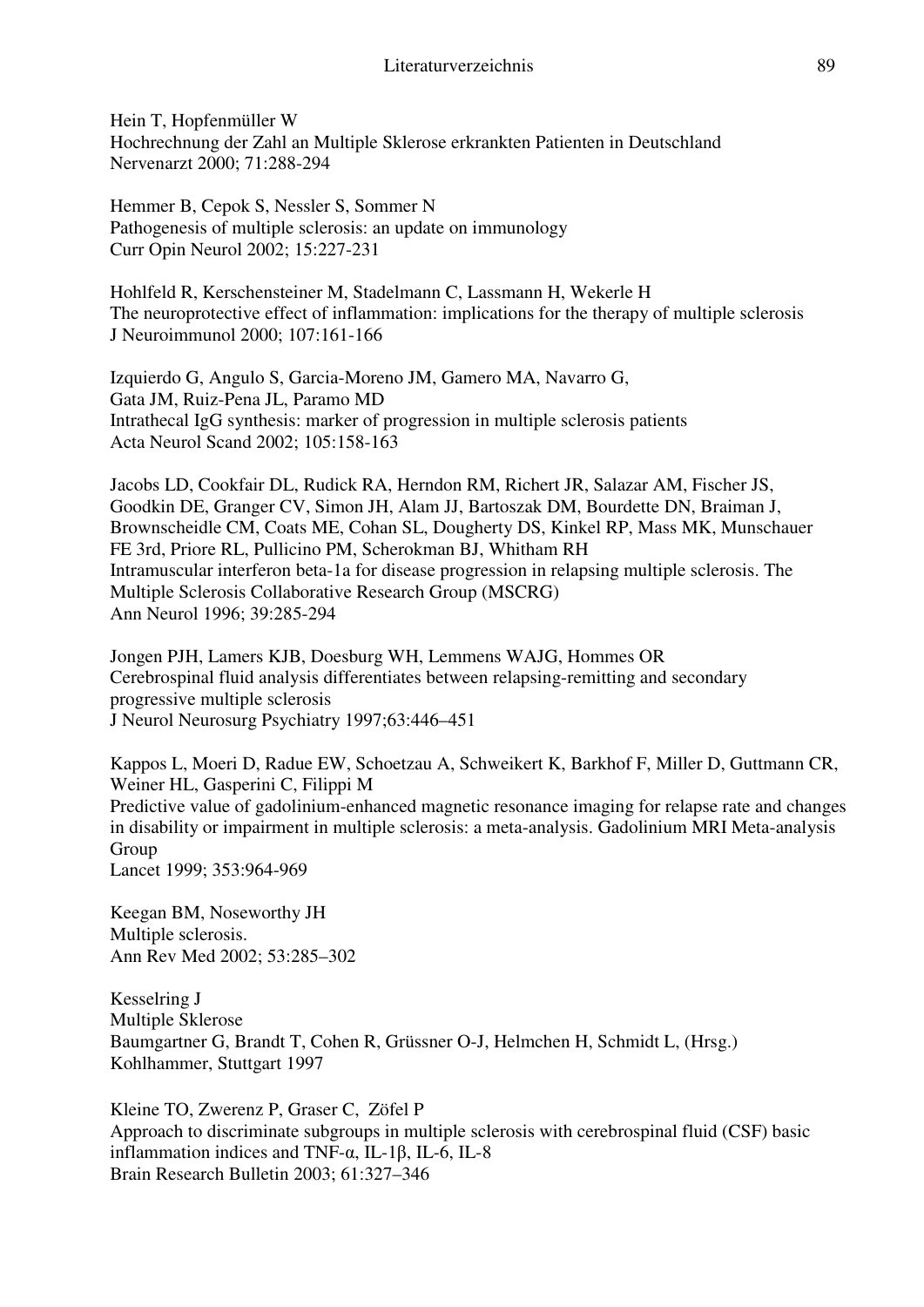Hein T, Hopfenmüller W
Hochrechnung der Zahl an Multiple Sklerose erkrankten Patienten in Deutschland
Nervenarzt 2000; 71:288-294

Hemmer B, Cepok S, Nessler S, Sommer N
Pathogenesis of multiple sclerosis: an update on immunology
Curr Opin Neurol 2002; 15:227-231

Hohlfeld R, Kerschensteiner M, Stadelmann C, Lassmann H, Wekerle H
The neuroprotective effect of inflammation: implications for the therapy of multiple sclerosis
J Neuroimmunol 2000; 107:161-166

Izquierdo G, Angulo S, Garcia-Moreno JM, Gamero MA, Navarro G,
Gata JM, Ruiz-Pena JL, Paramo MD
Intrathecal IgG synthesis: marker of progression in multiple sclerosis patients
Acta Neurol Scand 2002; 105:158-163

Jacobs LD, Cookfair DL, Rudick RA, Herndon RM, Richert JR, Salazar AM, Fischer JS,
Goodkin DE, Granger CV, Simon JH, Alam JJ, Bartoszak DM, Bourdette DN, Braiman J,
Brownscheidle CM, Coats ME, Cohan SL, Dougherty DS, Kinkel RP, Mass MK, Munschauer
FE 3rd, Priore RL, Pullicino PM, Scherokman BJ, Whitham RH
Intramuscular interferon beta-1a for disease progression in relapsing multiple sclerosis. The
Multiple Sclerosis Collaborative Research Group (MSCRG)
Ann Neurol 1996; 39:285-294

Jongen PJH, Lamers KJB, Doesburg WH, Lemmens WAJG, Hommes OR
Cerebrospinal fluid analysis differentiates between relapsing-remitting and secondary
progressive multiple sclerosis
J Neurol Neurosurg Psychiatry 1997;63:446–451

Kappos L, Moeri D, Radue EW, Schoetzau A, Schweikert K, Barkhof F, Miller D, Guttmann CR,
Weiner HL, Gasperini C, Filippi M
Predictive value of gadolinium-enhanced magnetic resonance imaging for relapse rate and changes
in disability or impairment in multiple sclerosis: a meta-analysis. Gadolinium MRI Meta-analysis
Group
Lancet 1999; 353:964-969

Keegan BM, Noseworthy JH
Multiple sclerosis.
Ann Rev Med 2002; 53:285–302

Kesselring J
Multiple Sklerose
Baumgartner G, Brandt T, Cohen R, Grüssner O-J, Helmchen H, Schmidt L, (Hrsg.)
Kohlhammer, Stuttgart 1997

Kleine TO, Zwerenz P, Graser C, Zöfel P
Approach to discriminate subgroups in multiple sclerosis with cerebrospinal fluid (CSF) basic
inflammation indices and TNF-α, IL-1β, IL-6, IL-8
Brain Research Bulletin 2003; 61:327–346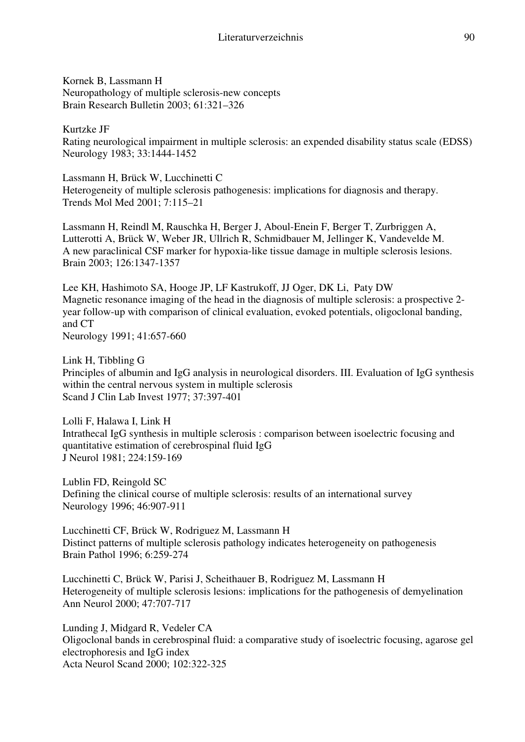Kornek B, Lassmann H
Neuropathology of multiple sclerosis-new concepts
Brain Research Bulletin 2003; 61:321–326

Kurtzke JF
Rating neurological impairment in multiple sclerosis: an expended disability status scale (EDSS)
Neurology 1983; 33:1444-1452

Lassmann H, Brück W, Lucchinetti C
Heterogeneity of multiple sclerosis pathogenesis: implications for diagnosis and therapy.
Trends Mol Med 2001; 7:115–21

Lassmann H, Reindl M, Rauschka H, Berger J, Aboul-Enein F, Berger T, Zurbriggen A, Lutterotti A, Brück W, Weber JR, Ullrich R, Schmidbauer M, Jellinger K, Vandevelde M.
A new paraclinical CSF marker for hypoxia-like tissue damage in multiple sclerosis lesions.
Brain 2003; 126:1347-1357

Lee KH, Hashimoto SA, Hooge JP, LF Kastrukoff, JJ Oger, DK Li, Paty DW
Magnetic resonance imaging of the head in the diagnosis of multiple sclerosis: a prospective 2-year follow-up with comparison of clinical evaluation, evoked potentials, oligoclonal banding, and CT
Neurology 1991; 41:657-660

Link H, Tibbling G
Principles of albumin and IgG analysis in neurological disorders. III. Evaluation of IgG synthesis within the central nervous system in multiple sclerosis
Scand J Clin Lab Invest 1977; 37:397-401

Lolli F, Halawa I, Link H
Intrathecal IgG synthesis in multiple sclerosis : comparison between isoelectric focusing and quantitative estimation of cerebrospinal fluid IgG
J Neurol 1981; 224:159-169

Lublin FD, Reingold SC
Defining the clinical course of multiple sclerosis: results of an international survey
Neurology 1996; 46:907-911

Lucchinetti CF, Brück W, Rodriguez M, Lassmann H
Distinct patterns of multiple sclerosis pathology indicates heterogeneity on pathogenesis
Brain Pathol 1996; 6:259-274

Lucchinetti C, Brück W, Parisi J, Scheithauer B, Rodriguez M, Lassmann H
Heterogeneity of multiple sclerosis lesions: implications for the pathogenesis of demyelination
Ann Neurol 2000; 47:707-717

Lunding J, Midgard R, Vedeler CA
Oligoclonal bands in cerebrospinal fluid: a comparative study of isoelectric focusing, agarose gel electrophoresis and IgG index
Acta Neurol Scand 2000; 102:322-325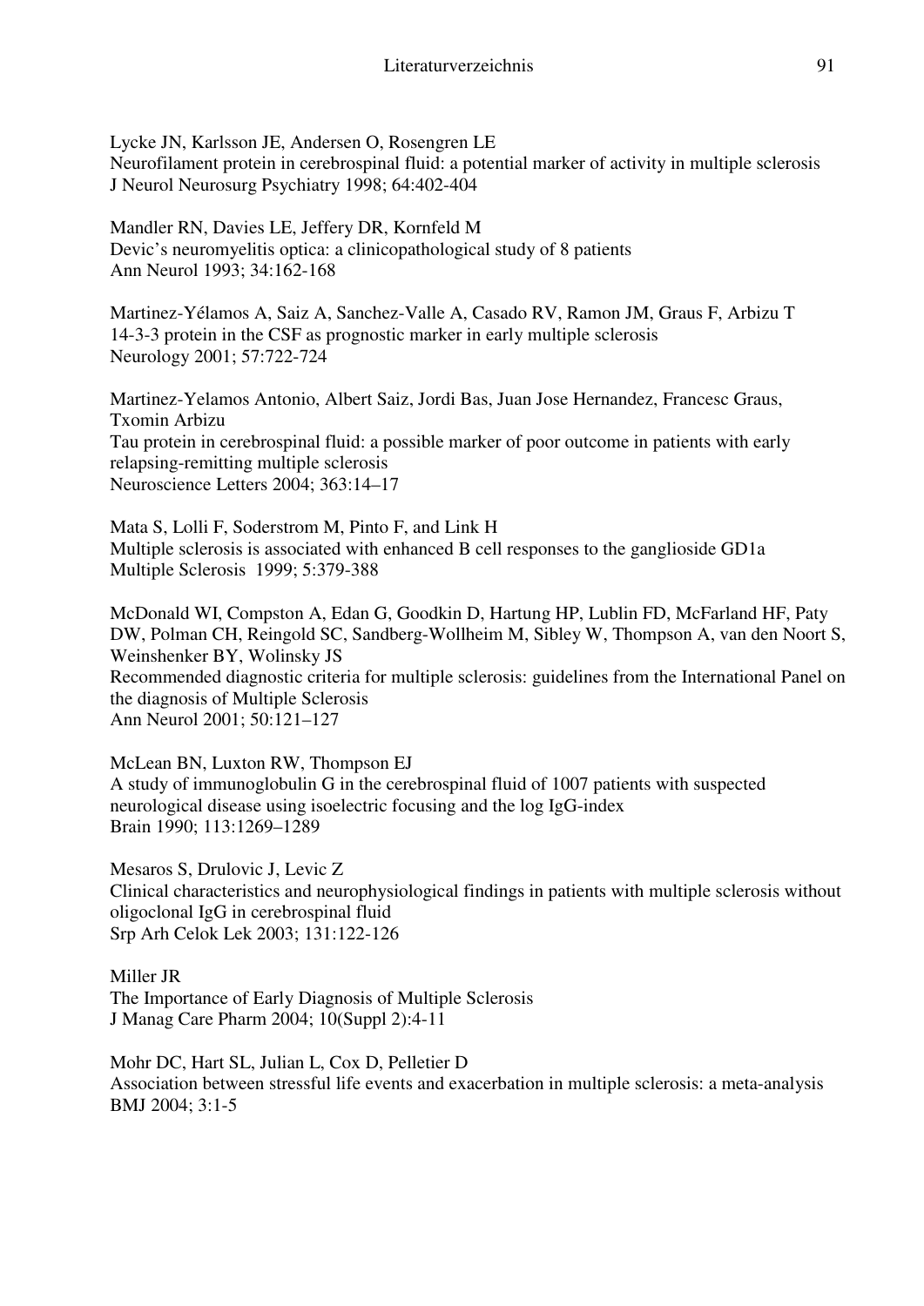Lycke JN, Karlsson JE, Andersen O, Rosengren LE
Neurofilament protein in cerebrospinal fluid: a potential marker of activity in multiple sclerosis
J Neurol Neurosurg Psychiatry 1998; 64:402-404

Mandler RN, Davies LE, Jeffery DR, Kornfeld M
Devic's neuromyelitis optica: a clinicopathological study of 8 patients
Ann Neurol 1993; 34:162-168

Martinez-Yélamos A, Saiz A, Sanchez-Valle A, Casado RV, Ramon JM, Graus F, Arbizu T
14-3-3 protein in the CSF as prognostic marker in early multiple sclerosis
Neurology 2001; 57:722-724

Martinez-Yelamos Antonio, Albert Saiz, Jordi Bas, Juan Jose Hernandez, Francesc Graus, Txomin Arbizu
Tau protein in cerebrospinal fluid: a possible marker of poor outcome in patients with early relapsing-remitting multiple sclerosis
Neuroscience Letters 2004; 363:14–17

Mata S, Lolli F, Soderstrom M, Pinto F, and Link H
Multiple sclerosis is associated with enhanced B cell responses to the ganglioside GD1a
Multiple Sclerosis 1999; 5:379-388

McDonald WI, Compston A, Edan G, Goodkin D, Hartung HP, Lublin FD, McFarland HF, Paty DW, Polman CH, Reingold SC, Sandberg-Wollheim M, Sibley W, Thompson A, van den Noort S, Weinshenker BY, Wolinsky JS
Recommended diagnostic criteria for multiple sclerosis: guidelines from the International Panel on the diagnosis of Multiple Sclerosis
Ann Neurol 2001; 50:121–127

McLean BN, Luxton RW, Thompson EJ
A study of immunoglobulin G in the cerebrospinal fluid of 1007 patients with suspected neurological disease using isoelectric focusing and the log IgG-index
Brain 1990; 113:1269–1289

Mesaros S, Drulovic J, Levic Z
Clinical characteristics and neurophysiological findings in patients with multiple sclerosis without oligoclonal IgG in cerebrospinal fluid
Srp Arh Celok Lek 2003; 131:122-126

Miller JR
The Importance of Early Diagnosis of Multiple Sclerosis
J Manag Care Pharm 2004; 10(Suppl 2):4-11

Mohr DC, Hart SL, Julian L, Cox D, Pelletier D
Association between stressful life events and exacerbation in multiple sclerosis: a meta-analysis
BMJ 2004; 3:1-5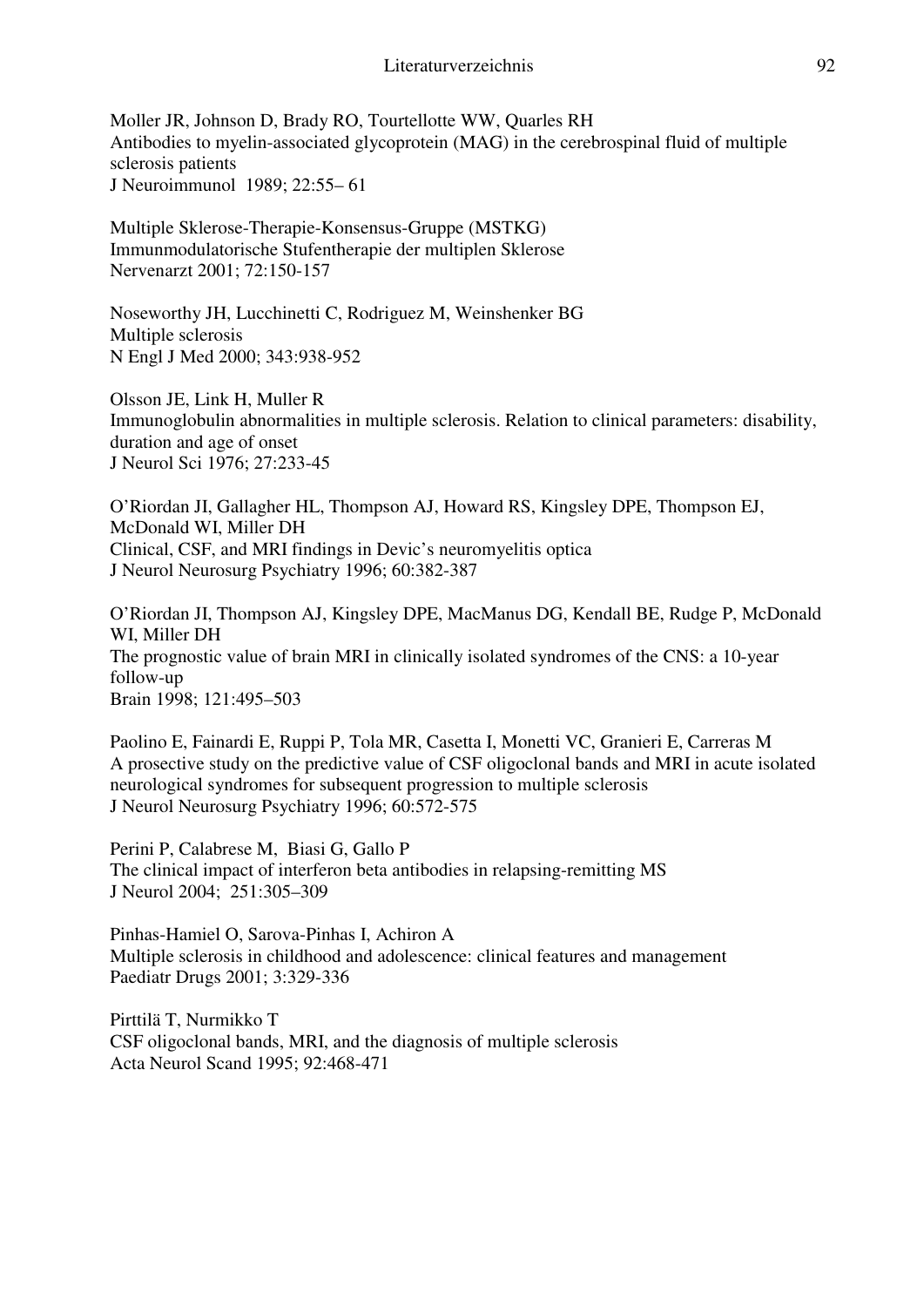Moller JR, Johnson D, Brady RO, Tourtellotte WW, Quarles RH
Antibodies to myelin-associated glycoprotein (MAG) in the cerebrospinal fluid of multiple sclerosis patients
J Neuroimmunol 1989; 22:55– 61

Multiple Sklerose-Therapie-Konsensus-Gruppe (MSTKG)
Immunmodulatorische Stufentherapie der multiplen Sklerose
Nervenarzt 2001; 72:150-157

Noseworthy JH, Lucchinetti C, Rodriguez M, Weinshenker BG
Multiple sclerosis
N Engl J Med 2000; 343:938-952

Olsson JE, Link H, Muller R
Immunoglobulin abnormalities in multiple sclerosis. Relation to clinical parameters: disability, duration and age of onset
J Neurol Sci 1976; 27:233-45

O'Riordan JI, Gallagher HL, Thompson AJ, Howard RS, Kingsley DPE, Thompson EJ, McDonald WI, Miller DH
Clinical, CSF, and MRI findings in Devic's neuromyelitis optica
J Neurol Neurosurg Psychiatry 1996; 60:382-387

O'Riordan JI, Thompson AJ, Kingsley DPE, MacManus DG, Kendall BE, Rudge P, McDonald WI, Miller DH
The prognostic value of brain MRI in clinically isolated syndromes of the CNS: a 10-year follow-up
Brain 1998; 121:495–503

Paolino E, Fainardi E, Ruppi P, Tola MR, Casetta I, Monetti VC, Granieri E, Carreras M
A prosective study on the predictive value of CSF oligoclonal bands and MRI in acute isolated neurological syndromes for subsequent progression to multiple sclerosis
J Neurol Neurosurg Psychiatry 1996; 60:572-575

Perini P, Calabrese M, Biasi G, Gallo P
The clinical impact of interferon beta antibodies in relapsing-remitting MS
J Neurol 2004; 251:305–309

Pinhas-Hamiel O, Sarova-Pinhas I, Achiron A
Multiple sclerosis in childhood and adolescence: clinical features and management
Paediatr Drugs 2001; 3:329-336

Pirttilä T, Nurmikko T
CSF oligoclonal bands, MRI, and the diagnosis of multiple sclerosis
Acta Neurol Scand 1995; 92:468-471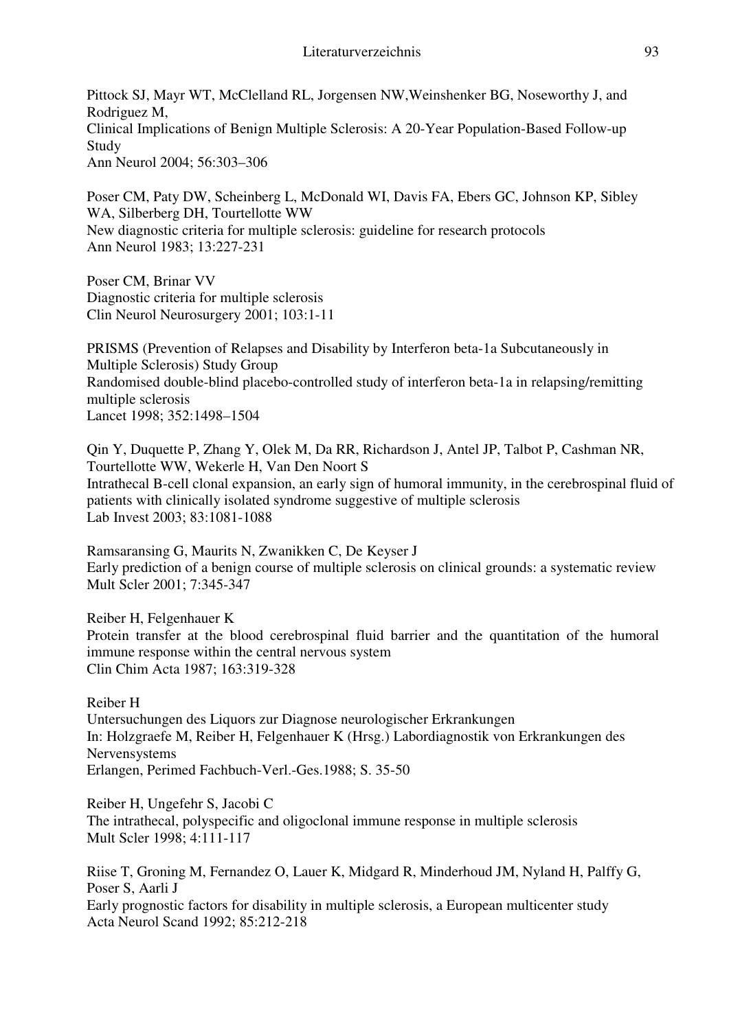Pittock SJ, Mayr WT, McClelland RL, Jorgensen NW,Weinshenker BG, Noseworthy J, and Rodriguez M,
Clinical Implications of Benign Multiple Sclerosis: A 20-Year Population-Based Follow-up Study
Ann Neurol 2004; 56:303–306

Poser CM, Paty DW, Scheinberg L, McDonald WI, Davis FA, Ebers GC, Johnson KP, Sibley WA, Silberberg DH, Tourtellotte WW
New diagnostic criteria for multiple sclerosis: guideline for research protocols
Ann Neurol 1983; 13:227-231

Poser CM, Brinar VV
Diagnostic criteria for multiple sclerosis
Clin Neurol Neurosurgery 2001; 103:1-11

PRISMS (Prevention of Relapses and Disability by Interferon beta-1a Subcutaneously in Multiple Sclerosis) Study Group
Randomised double-blind placebo-controlled study of interferon beta-1a in relapsing/remitting multiple sclerosis
Lancet 1998; 352:1498–1504

Qin Y, Duquette P, Zhang Y, Olek M, Da RR, Richardson J, Antel JP, Talbot P, Cashman NR, Tourtellotte WW, Wekerle H, Van Den Noort S
Intrathecal B-cell clonal expansion, an early sign of humoral immunity, in the cerebrospinal fluid of patients with clinically isolated syndrome suggestive of multiple sclerosis
Lab Invest 2003; 83:1081-1088

Ramsaransing G, Maurits N, Zwanikken C, De Keyser J
Early prediction of a benign course of multiple sclerosis on clinical grounds: a systematic review
Mult Scler 2001; 7:345-347

Reiber H, Felgenhauer K
Protein transfer at the blood cerebrospinal fluid barrier and the quantitation of the humoral immune response within the central nervous system
Clin Chim Acta 1987; 163:319-328

Reiber H
Untersuchungen des Liquors zur Diagnose neurologischer Erkrankungen
In: Holzgraefe M, Reiber H, Felgenhauer K (Hrsg.) Labordiagnostik von Erkrankungen des Nervensystems
Erlangen, Perimed Fachbuch-Verl.-Ges.1988; S. 35-50

Reiber H, Ungefehr S, Jacobi C
The intrathecal, polyspecific and oligoclonal immune response in multiple sclerosis
Mult Scler 1998; 4:111-117

Riise T, Groning M, Fernandez O, Lauer K, Midgard R, Minderhoud JM, Nyland H, Palffy G, Poser S, Aarli J
Early prognostic factors for disability in multiple sclerosis, a European multicenter study
Acta Neurol Scand 1992; 85:212-218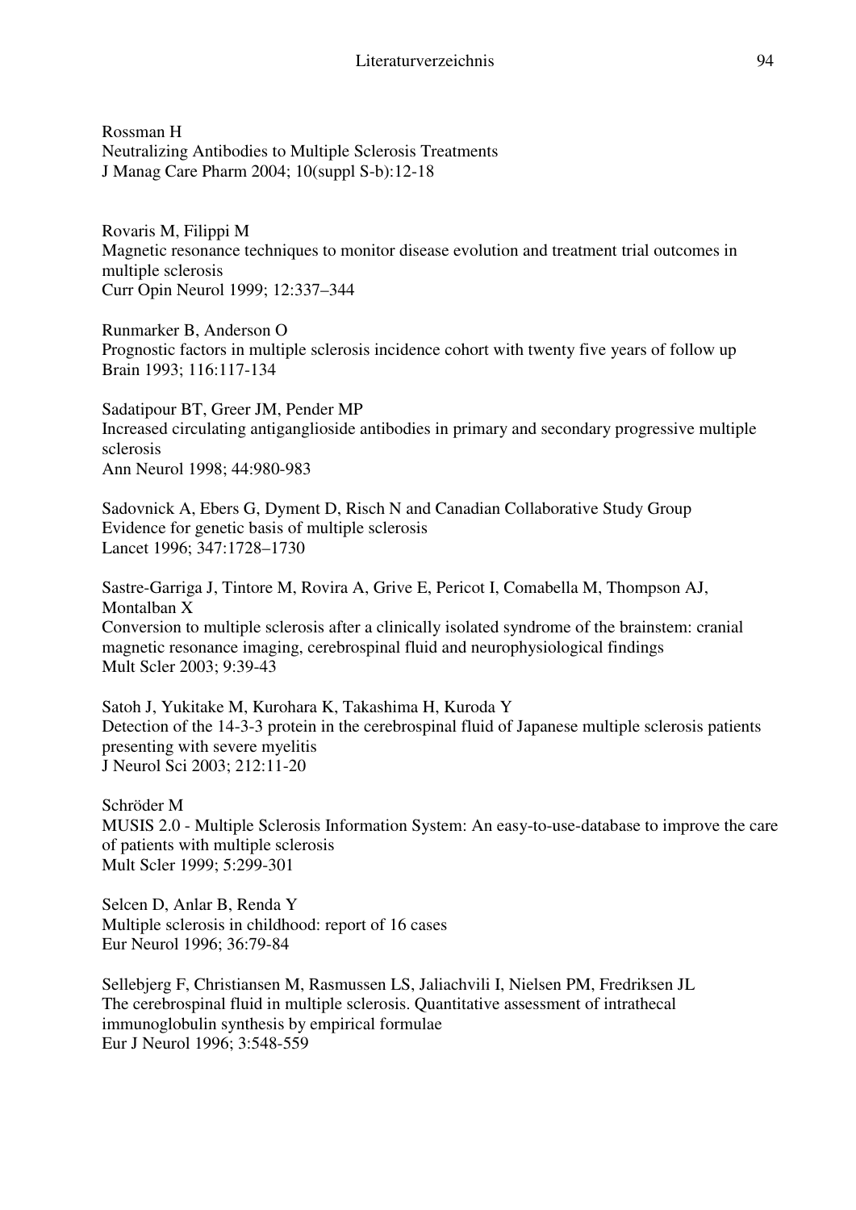Rossman H
Neutralizing Antibodies to Multiple Sclerosis Treatments
J Manag Care Pharm 2004; 10(suppl S-b):12-18

Rovaris M, Filippi M
Magnetic resonance techniques to monitor disease evolution and treatment trial outcomes in multiple sclerosis
Curr Opin Neurol 1999; 12:337–344

Runmarker B, Anderson O
Prognostic factors in multiple sclerosis incidence cohort with twenty five years of follow up
Brain 1993; 116:117-134

Sadatipour BT, Greer JM, Pender MP
Increased circulating antiganglioside antibodies in primary and secondary progressive multiple sclerosis
Ann Neurol 1998; 44:980-983

Sadovnick A, Ebers G, Dyment D, Risch N and Canadian Collaborative Study Group
Evidence for genetic basis of multiple sclerosis
Lancet 1996; 347:1728–1730

Sastre-Garriga J, Tintore M, Rovira A, Grive E, Pericot I, Comabella M, Thompson AJ, Montalban X
Conversion to multiple sclerosis after a clinically isolated syndrome of the brainstem: cranial magnetic resonance imaging, cerebrospinal fluid and neurophysiological findings
Mult Scler 2003; 9:39-43

Satoh J, Yukitake M, Kurohara K, Takashima H, Kuroda Y
Detection of the 14-3-3 protein in the cerebrospinal fluid of Japanese multiple sclerosis patients presenting with severe myelitis
J Neurol Sci 2003; 212:11-20

Schröder M
MUSIS 2.0 - Multiple Sclerosis Information System: An easy-to-use-database to improve the care of patients with multiple sclerosis
Mult Scler 1999; 5:299-301

Selcen D, Anlar B, Renda Y
Multiple sclerosis in childhood: report of 16 cases
Eur Neurol 1996; 36:79-84

Sellebjerg F, Christiansen M, Rasmussen LS, Jaliachvili I, Nielsen PM, Fredriksen JL
The cerebrospinal fluid in multiple sclerosis. Quantitative assessment of intrathecal immunoglobulin synthesis by empirical formulae
Eur J Neurol 1996; 3:548-559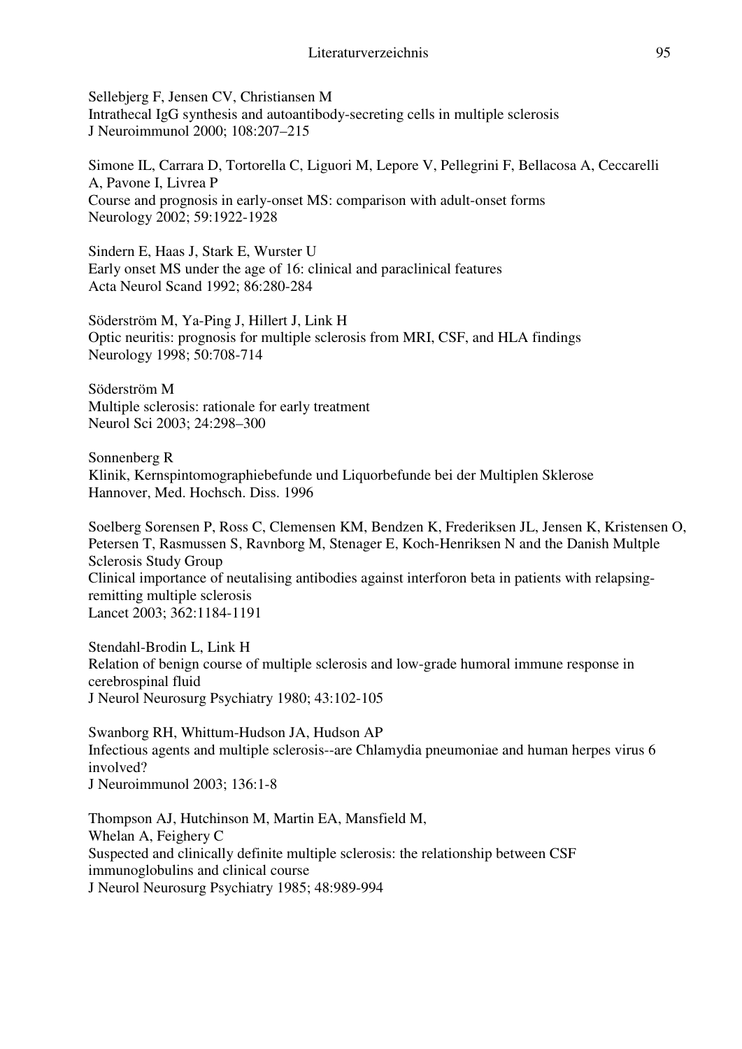Sellebjerg F, Jensen CV, Christiansen M
Intrathecal IgG synthesis and autoantibody-secreting cells in multiple sclerosis
J Neuroimmunol 2000; 108:207–215

Simone IL, Carrara D, Tortorella C, Liguori M, Lepore V, Pellegrini F, Bellacosa A, Ceccarelli A, Pavone I, Livrea P
Course and prognosis in early-onset MS: comparison with adult-onset forms
Neurology 2002; 59:1922-1928

Sindern E, Haas J, Stark E, Wurster U
Early onset MS under the age of 16: clinical and paraclinical features
Acta Neurol Scand 1992; 86:280-284

Söderström M, Ya-Ping J, Hillert J, Link H
Optic neuritis: prognosis for multiple sclerosis from MRI, CSF, and HLA findings
Neurology 1998; 50:708-714

Söderström M
Multiple sclerosis: rationale for early treatment
Neurol Sci 2003; 24:298–300

Sonnenberg R
Klinik, Kernspintomographiebefunde und Liquorbefunde bei der Multiplen Sklerose
Hannover, Med. Hochsch. Diss. 1996

Soelberg Sorensen P, Ross C, Clemensen KM, Bendzen K, Frederiksen JL, Jensen K, Kristensen O, Petersen T, Rasmussen S, Ravnborg M, Stenager E, Koch-Henriksen N and the Danish Multple Sclerosis Study Group
Clinical importance of neutalising antibodies against interforon beta in patients with relapsing-remitting multiple sclerosis
Lancet 2003; 362:1184-1191

Stendahl-Brodin L, Link H
Relation of benign course of multiple sclerosis and low-grade humoral immune response in cerebrospinal fluid
J Neurol Neurosurg Psychiatry 1980; 43:102-105

Swanborg RH, Whittum-Hudson JA, Hudson AP
Infectious agents and multiple sclerosis--are Chlamydia pneumoniae and human herpes virus 6 involved?
J Neuroimmunol 2003; 136:1-8

Thompson AJ, Hutchinson M, Martin EA, Mansfield M, Whelan A, Feighery C
Suspected and clinically definite multiple sclerosis: the relationship between CSF immunoglobulins and clinical course
J Neurol Neurosurg Psychiatry 1985; 48:989-994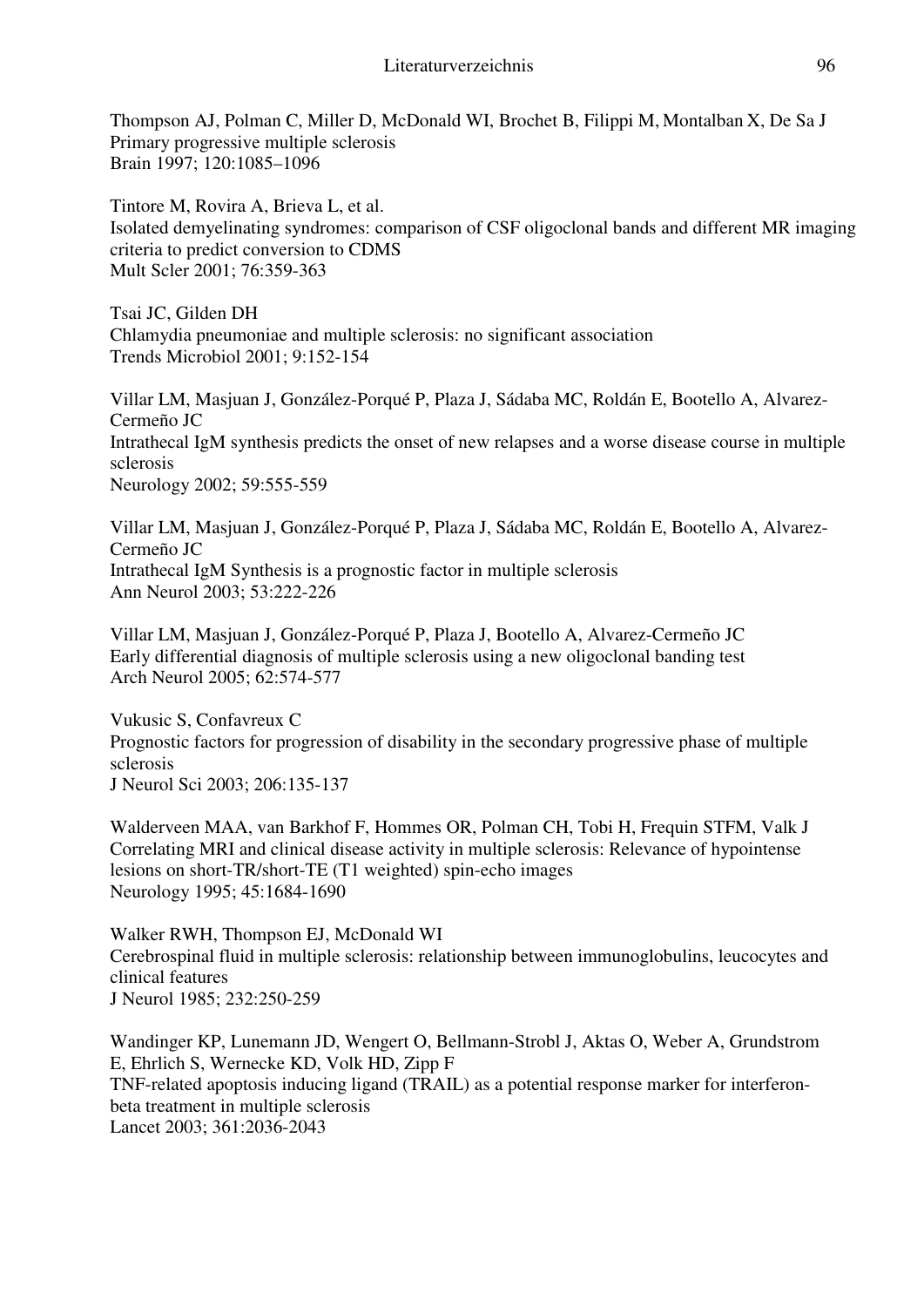Thompson AJ, Polman C, Miller D, McDonald WI, Brochet B, Filippi M, Montalban X, De Sa J
Primary progressive multiple sclerosis
Brain 1997; 120:1085–1096

Tintore M, Rovira A, Brieva L, et al.
Isolated demyelinating syndromes: comparison of CSF oligoclonal bands and different MR imaging criteria to predict conversion to CDMS
Mult Scler 2001; 76:359-363

Tsai JC, Gilden DH
Chlamydia pneumoniae and multiple sclerosis: no significant association
Trends Microbiol 2001; 9:152-154

Villar LM, Masjuan J, González-Porqué P, Plaza J, Sádaba MC, Roldán E, Bootello A, Alvarez-Cermeño JC
Intrathecal IgM synthesis predicts the onset of new relapses and a worse disease course in multiple sclerosis
Neurology 2002; 59:555-559

Villar LM, Masjuan J, González-Porqué P, Plaza J, Sádaba MC, Roldán E, Bootello A, Alvarez-Cermeño JC
Intrathecal IgM Synthesis is a prognostic factor in multiple sclerosis
Ann Neurol 2003; 53:222-226

Villar LM, Masjuan J, González-Porqué P, Plaza J, Bootello A, Alvarez-Cermeño JC
Early differential diagnosis of multiple sclerosis using a new oligoclonal banding test
Arch Neurol 2005; 62:574-577

Vukusic S, Confavreux C
Prognostic factors for progression of disability in the secondary progressive phase of multiple sclerosis
J Neurol Sci 2003; 206:135-137

Walderveen MAA, van Barkhof F, Hommes OR, Polman CH, Tobi H, Frequin STFM, Valk J
Correlating MRI and clinical disease activity in multiple sclerosis: Relevance of hypointense lesions on short-TR/short-TE (T1 weighted) spin-echo images
Neurology 1995; 45:1684-1690

Walker RWH, Thompson EJ, McDonald WI
Cerebrospinal fluid in multiple sclerosis: relationship between immunoglobulins, leucocytes and clinical features
J Neurol 1985; 232:250-259

Wandinger KP, Lunemann JD, Wengert O, Bellmann-Strobl J, Aktas O, Weber A, Grundstrom E, Ehrlich S, Wernecke KD, Volk HD, Zipp F
TNF-related apoptosis inducing ligand (TRAIL) as a potential response marker for interferon-beta treatment in multiple sclerosis
Lancet 2003; 361:2036-2043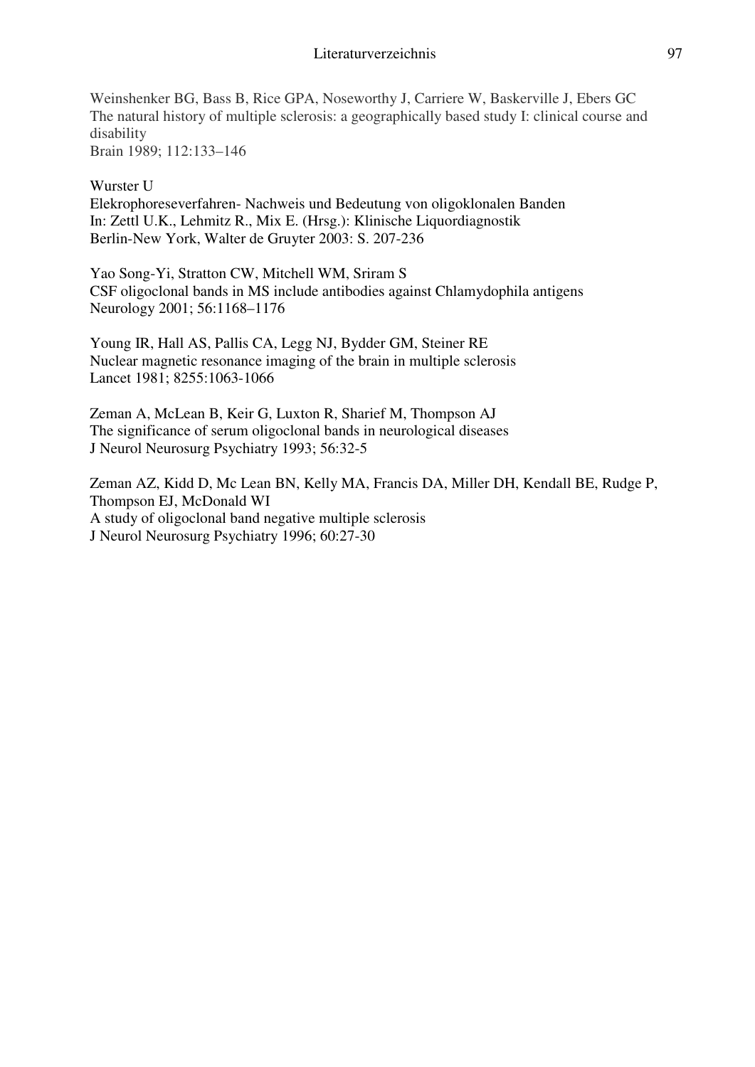Weinshenker BG, Bass B, Rice GPA, Noseworthy J, Carriere W, Baskerville J, Ebers GC
The natural history of multiple sclerosis: a geographically based study I: clinical course and disability
Brain 1989; 112:133–146

Wurster U
Elekrophoreseverfahren- Nachweis und Bedeutung von oligoklonalen Banden
In: Zettl U.K., Lehmitz R., Mix E. (Hrsg.): Klinische Liquordiagnostik
Berlin-New York, Walter de Gruyter 2003: S. 207-236

Yao Song-Yi, Stratton CW, Mitchell WM, Sriram S
CSF oligoclonal bands in MS include antibodies against Chlamydophila antigens
Neurology 2001; 56:1168–1176

Young IR, Hall AS, Pallis CA, Legg NJ, Bydder GM, Steiner RE
Nuclear magnetic resonance imaging of the brain in multiple sclerosis
Lancet 1981; 8255:1063-1066

Zeman A, McLean B, Keir G, Luxton R, Sharief M, Thompson AJ
The significance of serum oligoclonal bands in neurological diseases
J Neurol Neurosurg Psychiatry 1993; 56:32-5

Zeman AZ, Kidd D, Mc Lean BN, Kelly MA, Francis DA, Miller DH, Kendall BE, Rudge P, Thompson EJ, McDonald WI
A study of oligoclonal band negative multiple sclerosis
J Neurol Neurosurg Psychiatry 1996; 60:27-30